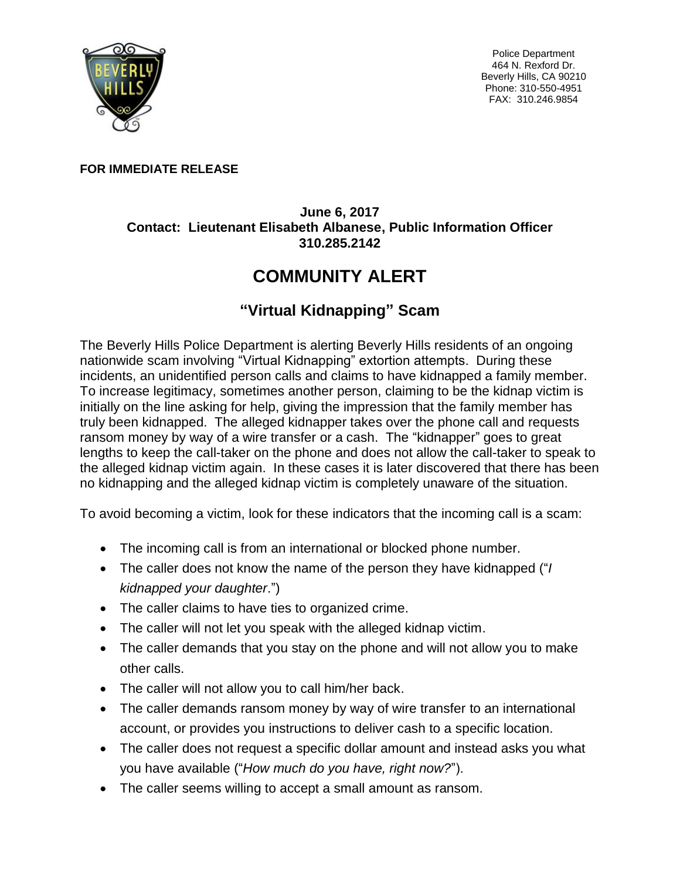Police Department
464 N. Rexford Dr.
Beverly Hills, CA 90210
Phone: 310-550-4951
FAX: 310.246.9854

**FOR IMMEDIATE RELEASE**

**June 6, 2017**
**Contact: Lieutenant Elisabeth Albanese, Public Information Officer**
**310.285.2142**

# COMMUNITY ALERT

## "Virtual Kidnapping" Scam

The Beverly Hills Police Department is alerting Beverly Hills residents of an ongoing nationwide scam involving "Virtual Kidnapping" extortion attempts. During these incidents, an unidentified person calls and claims to have kidnapped a family member. To increase legitimacy, sometimes another person, claiming to be the kidnap victim is initially on the line asking for help, giving the impression that the family member has truly been kidnapped. The alleged kidnapper takes over the phone call and requests ransom money by way of a wire transfer or a cash. The "kidnapper" goes to great lengths to keep the call-taker on the phone and does not allow the call-taker to speak to the alleged kidnap victim again. In these cases it is later discovered that there has been no kidnapping and the alleged kidnap victim is completely unaware of the situation.

To avoid becoming a victim, look for these indicators that the incoming call is a scam:

- The incoming call is from an international or blocked phone number.
- The caller does not know the name of the person they have kidnapped ("*I kidnapped your daughter*.")
- The caller claims to have ties to organized crime.
- The caller will not let you speak with the alleged kidnap victim.
- The caller demands that you stay on the phone and will not allow you to make other calls.
- The caller will not allow you to call him/her back.
- The caller demands ransom money by way of wire transfer to an international account, or provides you instructions to deliver cash to a specific location.
- The caller does not request a specific dollar amount and instead asks you what you have available ("*How much do you have, right now?*").
- The caller seems willing to accept a small amount as ransom.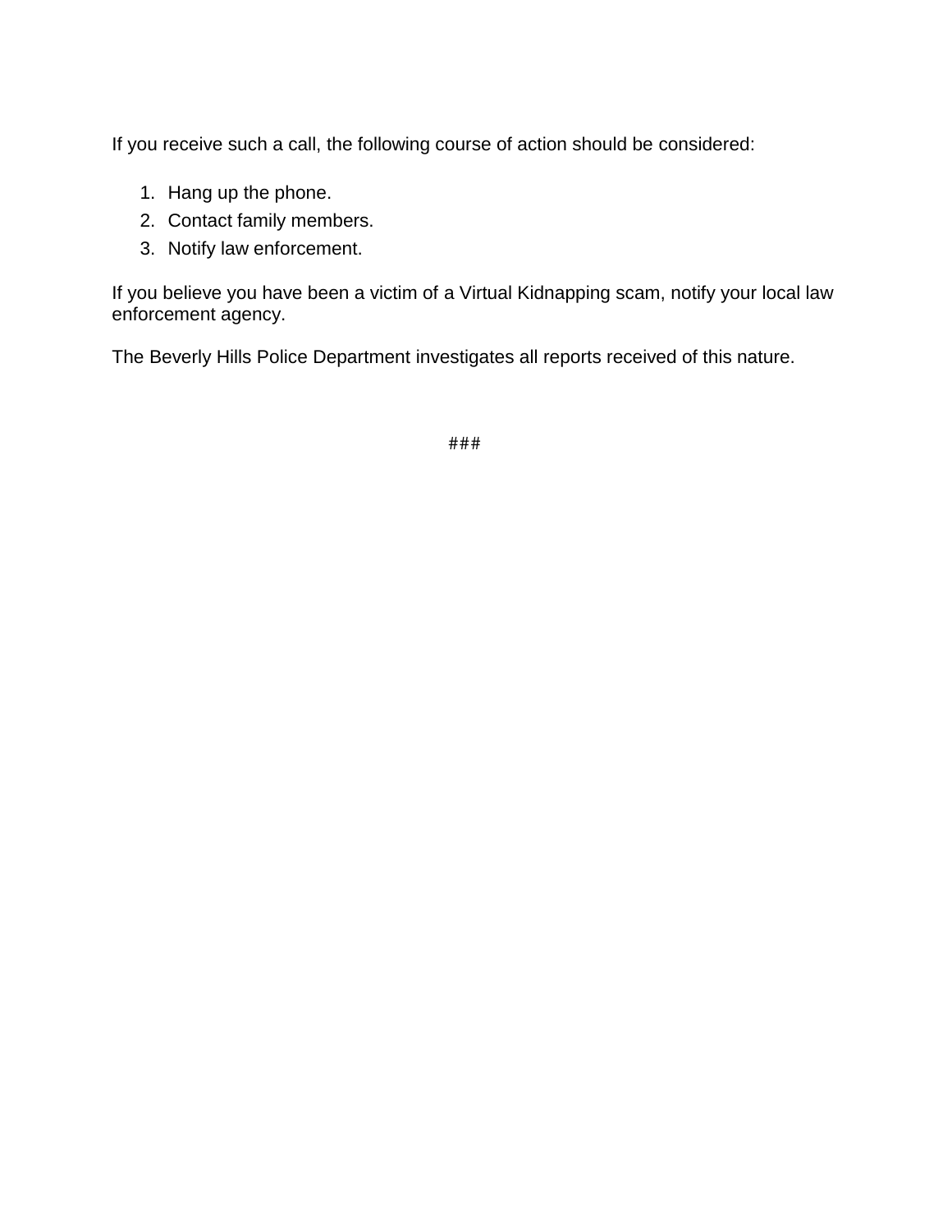If you receive such a call, the following course of action should be considered:

1. Hang up the phone.
2. Contact family members.
3. Notify law enforcement.

If you believe you have been a victim of a Virtual Kidnapping scam, notify your local law enforcement agency.

The Beverly Hills Police Department investigates all reports received of this nature.

###